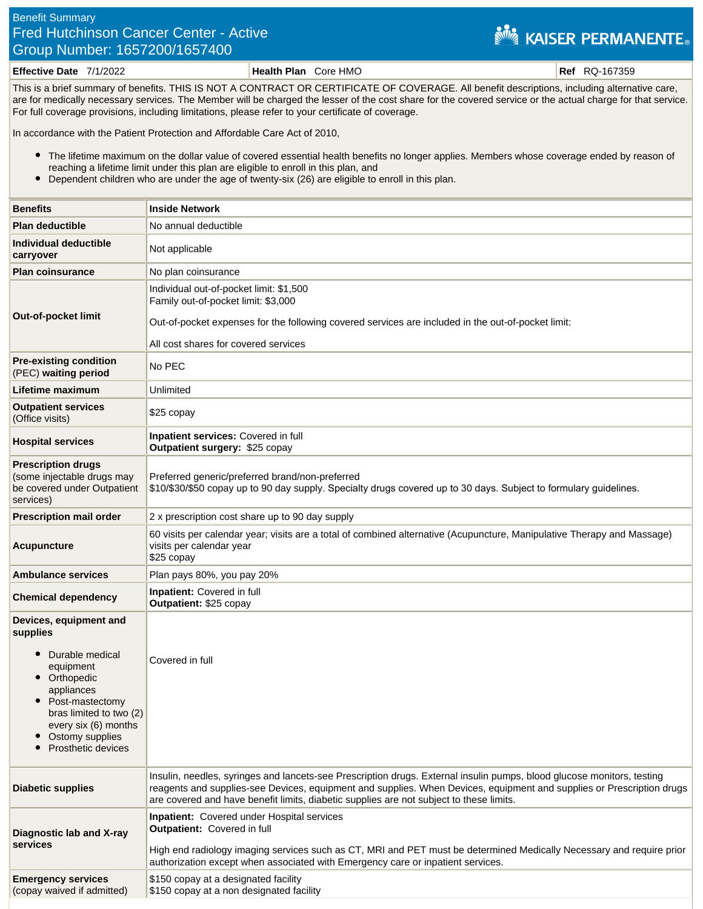Benefit Summary

# Fred Hutchinson Cancer Center - Active

## Group Number: 1657200/1657400

KAISER PERMANENTE

| **Effective Date** 7/1/2022 | **Health Plan** Core HMO | **Ref** RQ-167359 |
|---|---|---|

This is a brief summary of benefits. THIS IS NOT A CONTRACT OR CERTIFICATE OF COVERAGE. All benefit descriptions, including alternative care, are for medically necessary services. The Member will be charged the lesser of the cost share for the covered service or the actual charge for that service. For full coverage provisions, including limitations, please refer to your certificate of coverage.

In accordance with the Patient Protection and Affordable Care Act of 2010,

- The lifetime maximum on the dollar value of covered essential health benefits no longer applies. Members whose coverage ended by reason of reaching a lifetime limit under this plan are eligible to enroll in this plan, and
- Dependent children who are under the age of twenty-six (26) are eligible to enroll in this plan.

| **Benefits** | **Inside Network** |
|---|---|
| **Plan deductible** | No annual deductible |
| **Individual deductible carryover** | Not applicable |
| **Plan coinsurance** | No plan coinsurance |
| **Out-of-pocket limit** | Individual out-of-pocket limit: $1,500<br>Family out-of-pocket limit: $3,000<br><br>Out-of-pocket expenses for the following covered services are included in the out-of-pocket limit:<br><br>All cost shares for covered services |
| **Pre-existing condition** (PEC) **waiting period** | No PEC |
| **Lifetime maximum** | Unlimited |
| **Outpatient services** (Office visits) | $25 copay |
| **Hospital services** | **Inpatient services:** Covered in full<br>**Outpatient surgery:** $25 copay |
| **Prescription drugs** (some injectable drugs may be covered under Outpatient services) | Preferred generic/preferred brand/non-preferred<br>$10/$30/$50 copay up to 90 day supply. Specialty drugs covered up to 30 days. Subject to formulary guidelines. |
| **Prescription mail order** | 2 x prescription cost share up to 90 day supply |
| **Acupuncture** | 60 visits per calendar year; visits are a total of combined alternative (Acupuncture, Manipulative Therapy and Massage) visits per calendar year<br>$25 copay |
| **Ambulance services** | Plan pays 80%, you pay 20% |
| **Chemical dependency** | **Inpatient:** Covered in full<br>**Outpatient:** $25 copay |
| **Devices, equipment and supplies**<br>• Durable medical equipment<br>• Orthopedic appliances<br>• Post-mastectomy bras limited to two (2) every six (6) months<br>• Ostomy supplies<br>• Prosthetic devices | Covered in full |
| **Diabetic supplies** | Insulin, needles, syringes and lancets-see Prescription drugs. External insulin pumps, blood glucose monitors, testing reagents and supplies-see Devices, equipment and supplies. When Devices, equipment and supplies or Prescription drugs are covered and have benefit limits, diabetic supplies are not subject to these limits. |
| **Diagnostic lab and X-ray services** | **Inpatient:** Covered under Hospital services<br>**Outpatient:** Covered in full<br><br>High end radiology imaging services such as CT, MRI and PET must be determined Medically Necessary and require prior authorization except when associated with Emergency care or inpatient services. |
| **Emergency services** (copay waived if admitted) | $150 copay at a designated facility<br>$150 copay at a non designated facility |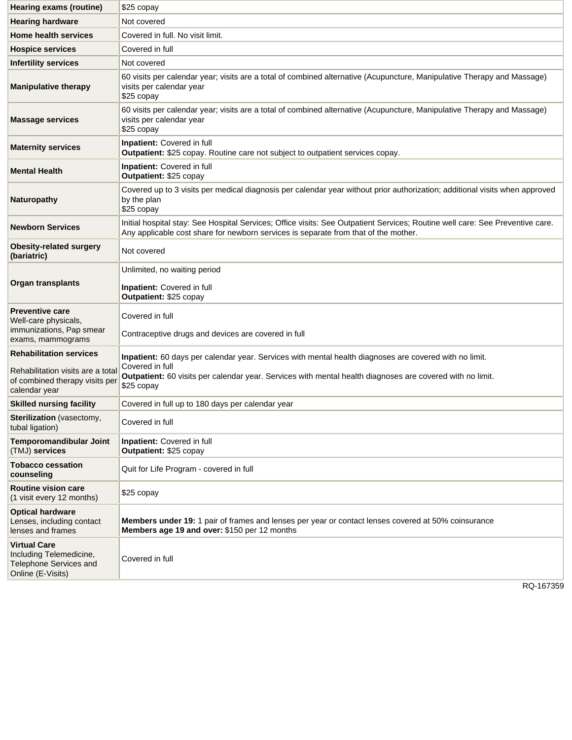| | |
|---|---|
| **Hearing exams (routine)** | $25 copay |
| **Hearing hardware** | Not covered |
| **Home health services** | Covered in full. No visit limit. |
| **Hospice services** | Covered in full |
| **Infertility services** | Not covered |
| **Manipulative therapy** | 60 visits per calendar year; visits are a total of combined alternative (Acupuncture, Manipulative Therapy and Massage) visits per calendar year<br>$25 copay |
| **Massage services** | 60 visits per calendar year; visits are a total of combined alternative (Acupuncture, Manipulative Therapy and Massage) visits per calendar year<br>$25 copay |
| **Maternity services** | **Inpatient:** Covered in full<br>**Outpatient:** $25 copay. Routine care not subject to outpatient services copay. |
| **Mental Health** | **Inpatient:** Covered in full<br>**Outpatient:** $25 copay |
| **Naturopathy** | Covered up to 3 visits per medical diagnosis per calendar year without prior authorization; additional visits when approved by the plan<br>$25 copay |
| **Newborn Services** | Initial hospital stay: See Hospital Services; Office visits: See Outpatient Services; Routine well care: See Preventive care. Any applicable cost share for newborn services is separate from that of the mother. |
| **Obesity-related surgery (bariatric)** | Not covered |
| **Organ transplants** | Unlimited, no waiting period<br><br>**Inpatient:** Covered in full<br>**Outpatient:** $25 copay |
| **Preventive care**<br>Well-care physicals, immunizations, Pap smear exams, mammograms | Covered in full<br><br>Contraceptive drugs and devices are covered in full |
| **Rehabilitation services**<br><br>Rehabilitation visits are a total of combined therapy visits per calendar year | **Inpatient:** 60 days per calendar year. Services with mental health diagnoses are covered with no limit.<br>Covered in full<br>**Outpatient:** 60 visits per calendar year. Services with mental health diagnoses are covered with no limit.<br>$25 copay |
| **Skilled nursing facility** | Covered in full up to 180 days per calendar year |
| **Sterilization** (vasectomy, tubal ligation) | Covered in full |
| **Temporomandibular Joint** (TMJ) **services** | **Inpatient:** Covered in full<br>**Outpatient:** $25 copay |
| **Tobacco cessation counseling** | Quit for Life Program - covered in full |
| **Routine vision care**<br>(1 visit every 12 months) | $25 copay |
| **Optical hardware**<br>Lenses, including contact lenses and frames | **Members under 19:** 1 pair of frames and lenses per year or contact lenses covered at 50% coinsurance<br>**Members age 19 and over:** $150 per 12 months |
| **Virtual Care**<br>Including Telemedicine, Telephone Services and Online (E-Visits) | Covered in full |

RQ-167359